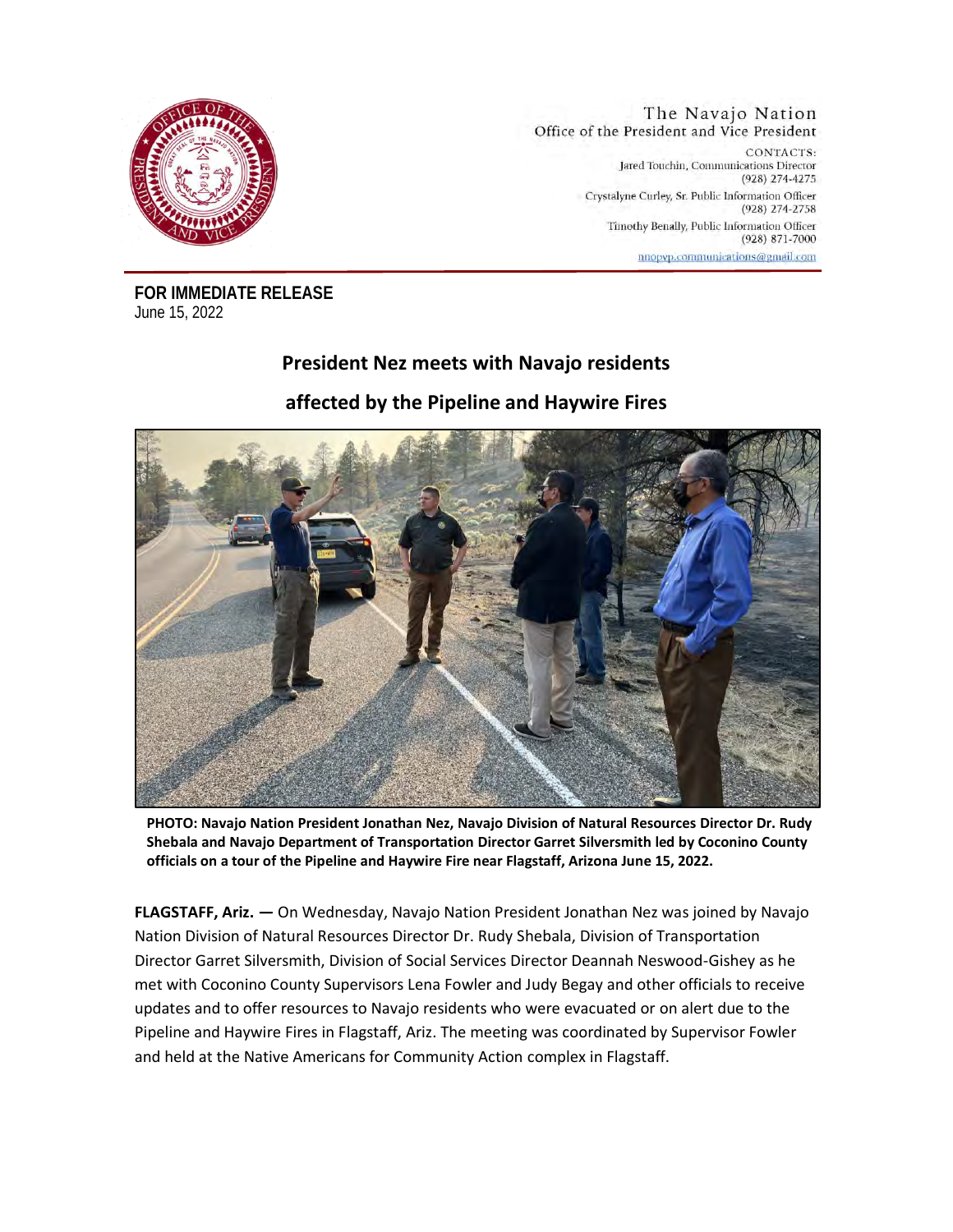The Navajo Nation
Office of the President and Vice President

CONTACTS:
Jared Touchin, Communications Director
(928) 274-4275
Crystalyne Curley, Sr. Public Information Officer
(928) 274-2758
Timothy Benally, Public Information Officer
(928) 871-7000
nnopvp.communications@gmail.com

**FOR IMMEDIATE RELEASE**
June 15, 2022

# President Nez meets with Navajo residents affected by the Pipeline and Haywire Fires

**PHOTO: Navajo Nation President Jonathan Nez, Navajo Division of Natural Resources Director Dr. Rudy Shebala and Navajo Department of Transportation Director Garret Silversmith led by Coconino County officials on a tour of the Pipeline and Haywire Fire near Flagstaff, Arizona June 15, 2022.**

**FLAGSTAFF, Ariz. —** On Wednesday, Navajo Nation President Jonathan Nez was joined by Navajo Nation Division of Natural Resources Director Dr. Rudy Shebala, Division of Transportation Director Garret Silversmith, Division of Social Services Director Deannah Neswood-Gishey as he met with Coconino County Supervisors Lena Fowler and Judy Begay and other officials to receive updates and to offer resources to Navajo residents who were evacuated or on alert due to the Pipeline and Haywire Fires in Flagstaff, Ariz. The meeting was coordinated by Supervisor Fowler and held at the Native Americans for Community Action complex in Flagstaff.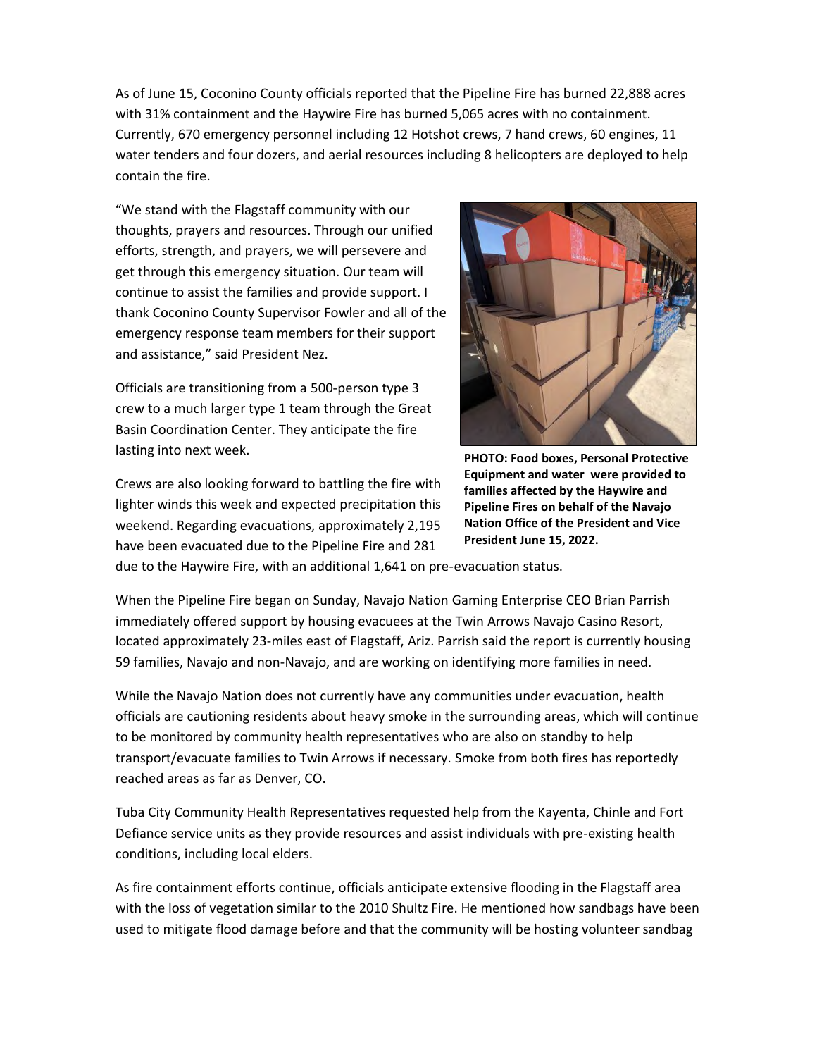As of June 15, Coconino County officials reported that the Pipeline Fire has burned 22,888 acres with 31% containment and the Haywire Fire has burned 5,065 acres with no containment. Currently, 670 emergency personnel including 12 Hotshot crews, 7 hand crews, 60 engines, 11 water tenders and four dozers, and aerial resources including 8 helicopters are deployed to help contain the fire.

"We stand with the Flagstaff community with our thoughts, prayers and resources. Through our unified efforts, strength, and prayers, we will persevere and get through this emergency situation. Our team will continue to assist the families and provide support. I thank Coconino County Supervisor Fowler and all of the emergency response team members for their support and assistance," said President Nez.

**PHOTO: Food boxes, Personal Protective Equipment and water were provided to families affected by the Haywire and Pipeline Fires on behalf of the Navajo Nation Office of the President and Vice President June 15, 2022.**

Officials are transitioning from a 500-person type 3 crew to a much larger type 1 team through the Great Basin Coordination Center. They anticipate the fire lasting into next week.

Crews are also looking forward to battling the fire with lighter winds this week and expected precipitation this weekend. Regarding evacuations, approximately 2,195 have been evacuated due to the Pipeline Fire and 281 due to the Haywire Fire, with an additional 1,641 on pre-evacuation status.

When the Pipeline Fire began on Sunday, Navajo Nation Gaming Enterprise CEO Brian Parrish immediately offered support by housing evacuees at the Twin Arrows Navajo Casino Resort, located approximately 23-miles east of Flagstaff, Ariz. Parrish said the report is currently housing 59 families, Navajo and non-Navajo, and are working on identifying more families in need.

While the Navajo Nation does not currently have any communities under evacuation, health officials are cautioning residents about heavy smoke in the surrounding areas, which will continue to be monitored by community health representatives who are also on standby to help transport/evacuate families to Twin Arrows if necessary. Smoke from both fires has reportedly reached areas as far as Denver, CO.

Tuba City Community Health Representatives requested help from the Kayenta, Chinle and Fort Defiance service units as they provide resources and assist individuals with pre-existing health conditions, including local elders.

As fire containment efforts continue, officials anticipate extensive flooding in the Flagstaff area with the loss of vegetation similar to the 2010 Shultz Fire. He mentioned how sandbags have been used to mitigate flood damage before and that the community will be hosting volunteer sandbag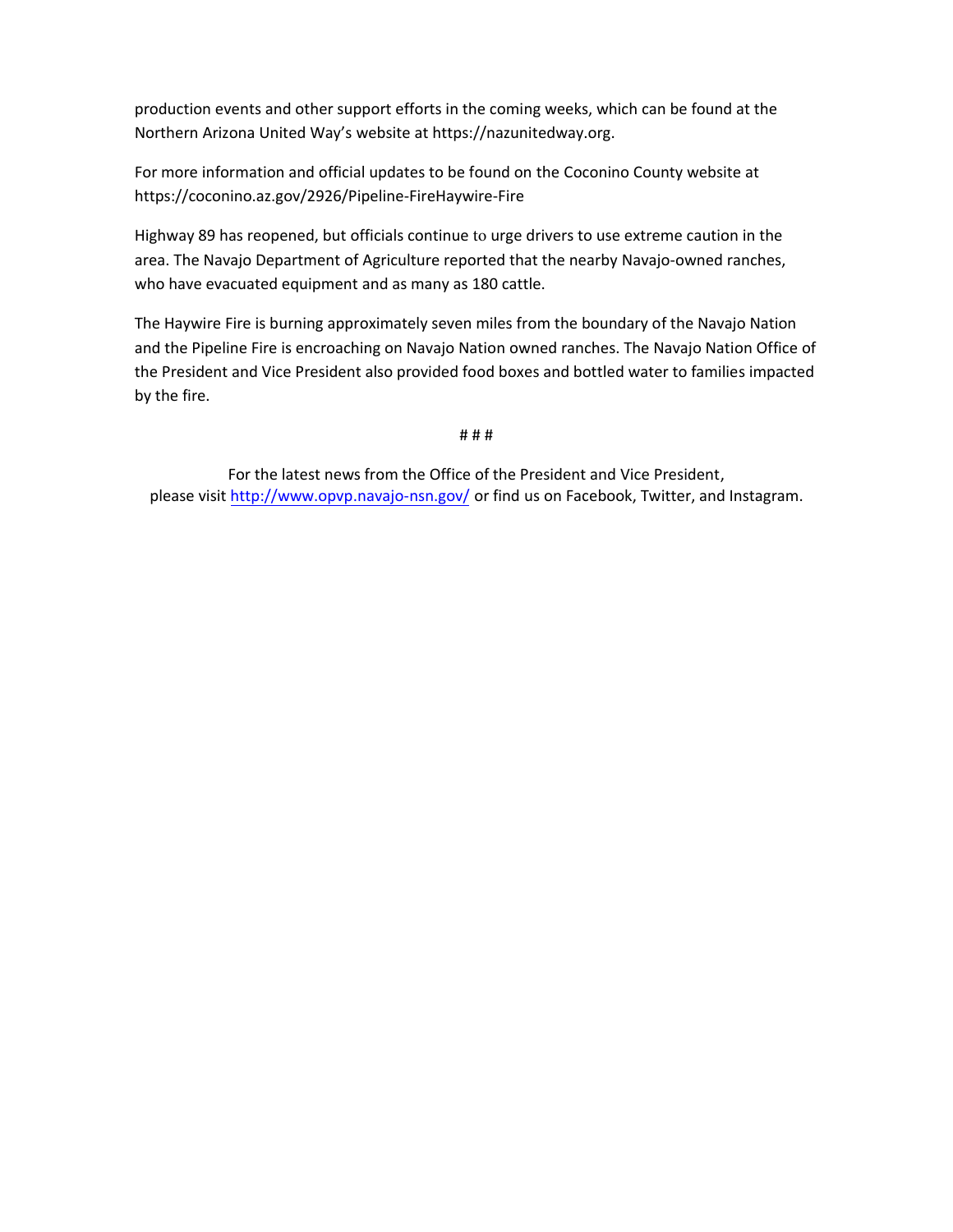production events and other support efforts in the coming weeks, which can be found at the Northern Arizona United Way's website at https://nazunitedway.org.

For more information and official updates to be found on the Coconino County website at https://coconino.az.gov/2926/Pipeline-FireHaywire-Fire

Highway 89 has reopened, but officials continue to urge drivers to use extreme caution in the area. The Navajo Department of Agriculture reported that the nearby Navajo-owned ranches, who have evacuated equipment and as many as 180 cattle.

The Haywire Fire is burning approximately seven miles from the boundary of the Navajo Nation and the Pipeline Fire is encroaching on Navajo Nation owned ranches. The Navajo Nation Office of the President and Vice President also provided food boxes and bottled water to families impacted by the fire.

# # #

For the latest news from the Office of the President and Vice President, please visit http://www.opvp.navajo-nsn.gov/ or find us on Facebook, Twitter, and Instagram.